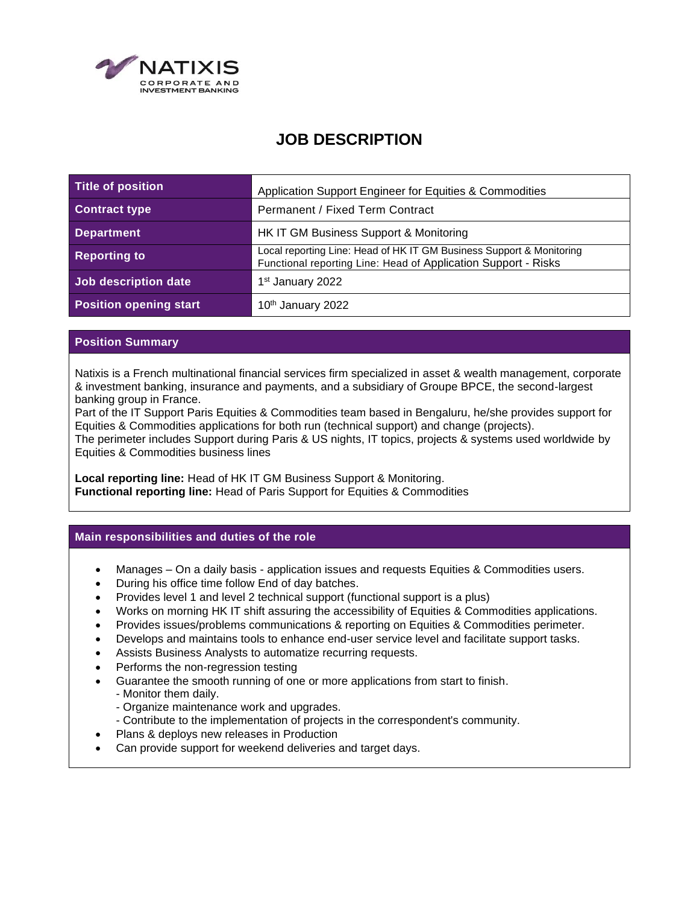NATIXIS
CORPORATE AND INVESTMENT BANKING

# JOB DESCRIPTION

| Title of position | Application Support Engineer for Equities & Commodities |
|---|---|
| Contract type | Permanent / Fixed Term Contract |
| Department | HK IT GM Business Support & Monitoring |
| Reporting to | Local reporting Line: Head of HK IT GM Business Support & Monitoring<br>Functional reporting Line: Head of Application Support - Risks |
| Job description date | 1st January 2022 |
| Position opening start | 10th January 2022 |

## Position Summary

Natixis is a French multinational financial services firm specialized in asset & wealth management, corporate & investment banking, insurance and payments, and a subsidiary of Groupe BPCE, the second-largest banking group in France.
Part of the IT Support Paris Equities & Commodities team based in Bengaluru, he/she provides support for Equities & Commodities applications for both run (technical support) and change (projects).
The perimeter includes Support during Paris & US nights, IT topics, projects & systems used worldwide by Equities & Commodities business lines

**Local reporting line:** Head of HK IT GM Business Support & Monitoring.
**Functional reporting line:** Head of Paris Support for Equities & Commodities

## Main responsibilities and duties of the role

- Manages – On a daily basis - application issues and requests Equities & Commodities users.
- During his office time follow End of day batches.
- Provides level 1 and level 2 technical support (functional support is a plus)
- Works on morning HK IT shift assuring the accessibility of Equities & Commodities applications.
- Provides issues/problems communications & reporting on Equities & Commodities perimeter.
- Develops and maintains tools to enhance end-user service level and facilitate support tasks.
- Assists Business Analysts to automatize recurring requests.
- Performs the non-regression testing
- Guarantee the smooth running of one or more applications from start to finish.
  - Monitor them daily.
  - Organize maintenance work and upgrades.
  - Contribute to the implementation of projects in the correspondent's community.
- Plans & deploys new releases in Production
- Can provide support for weekend deliveries and target days.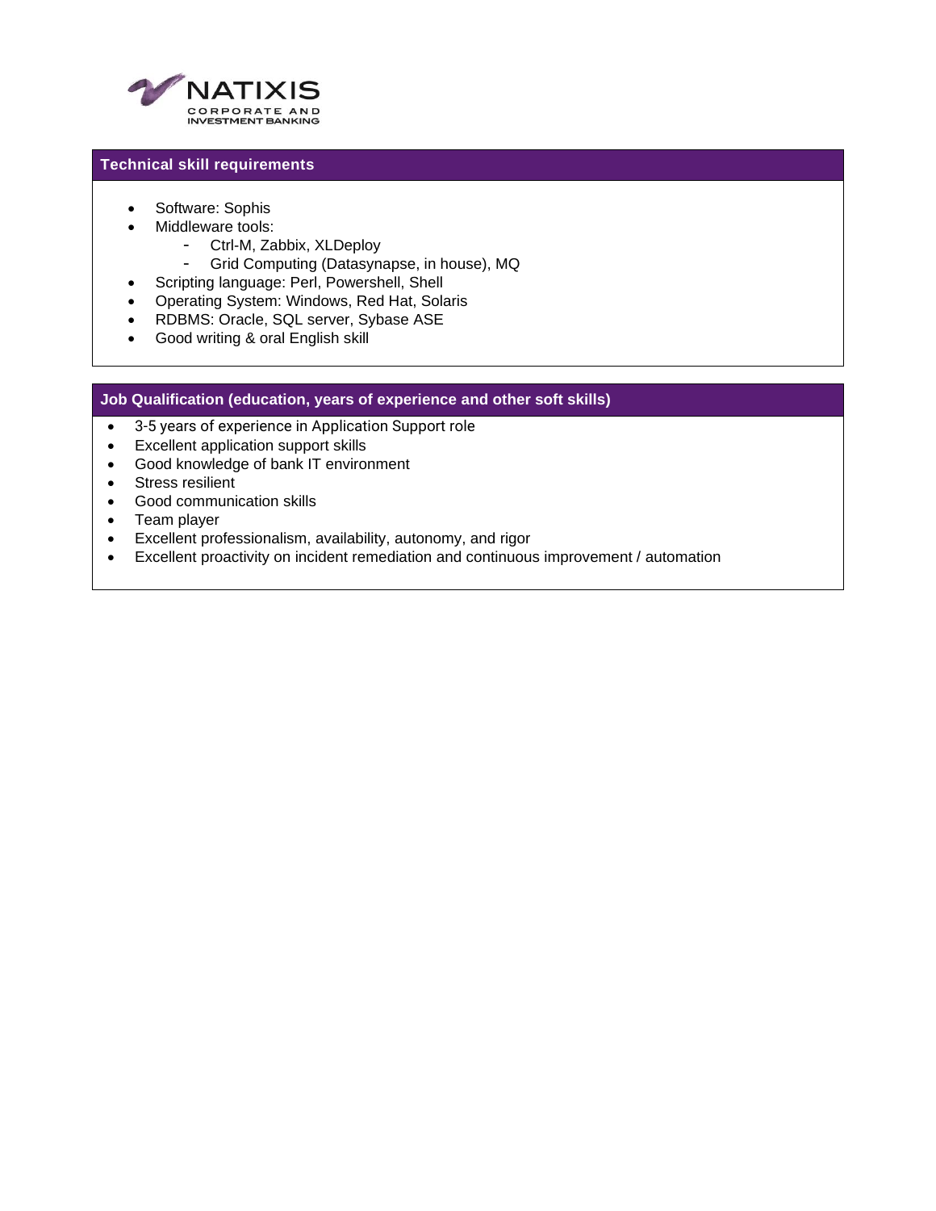## Technical skill requirements

- Software: Sophis
- Middleware tools:
  - Ctrl-M, Zabbix, XLDeploy
  - Grid Computing (Datasynapse, in house), MQ
- Scripting language: Perl, Powershell, Shell
- Operating System: Windows, Red Hat, Solaris
- RDBMS: Oracle, SQL server, Sybase ASE
- Good writing & oral English skill

## Job Qualification (education, years of experience and other soft skills)

- 3-5 years of experience in Application Support role
- Excellent application support skills
- Good knowledge of bank IT environment
- Stress resilient
- Good communication skills
- Team player
- Excellent professionalism, availability, autonomy, and rigor
- Excellent proactivity on incident remediation and continuous improvement / automation